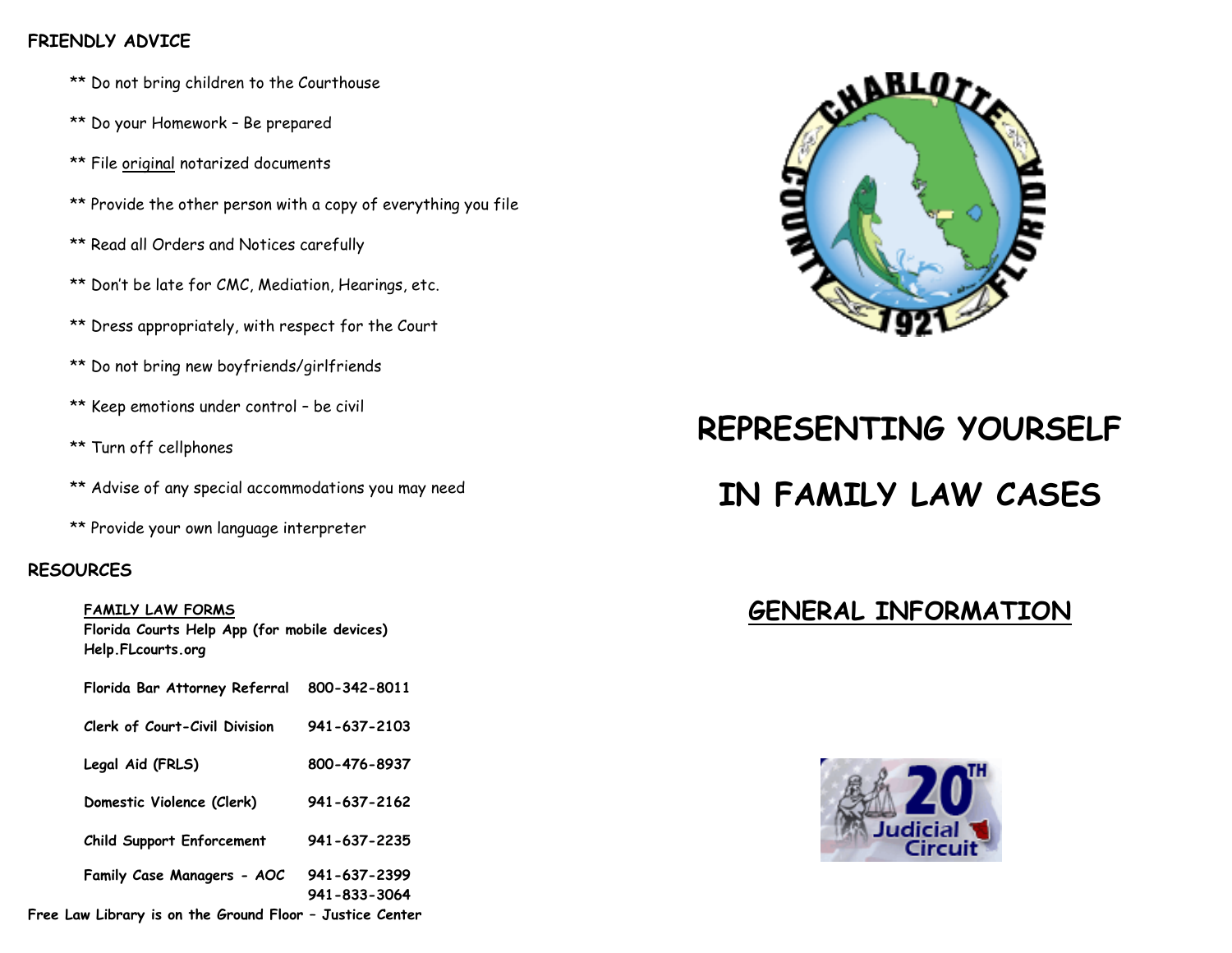## FRIENDLY ADVICE

- ** Do not bring children to the Courthouse
- ** Do your Homework – Be prepared
- ** File original notarized documents
- ** Provide the other person with a copy of everything you file
- ** Read all Orders and Notices carefully
- ** Don't be late for CMC, Mediation, Hearings, etc.
- ** Dress appropriately, with respect for the Court
- ** Do not bring new boyfriends/girlfriends
- ** Keep emotions under control – be civil
- ** Turn off cellphones
- ** Advise of any special accommodations you may need
- ** Provide your own language interpreter

## RESOURCES

**FAMILY LAW FORMS**
**Florida Courts Help App (for mobile devices)**
**Help.FLcourts.org**

| | |
|---|---|
| **Florida Bar Attorney Referral** | **800-342-8011** |
| **Clerk of Court-Civil Division** | **941-637-2103** |
| **Legal Aid (FRLS)** | **800-476-8937** |
| **Domestic Violence (Clerk)** | **941-637-2162** |
| **Child Support Enforcement** | **941-637-2235** |
| **Family Case Managers - AOC** | **941-637-2399**<br>**941-833-3064** |

**Free Law Library is on the Ground Floor – Justice Center**

# REPRESENTING YOURSELF IN FAMILY LAW CASES

## GENERAL INFORMATION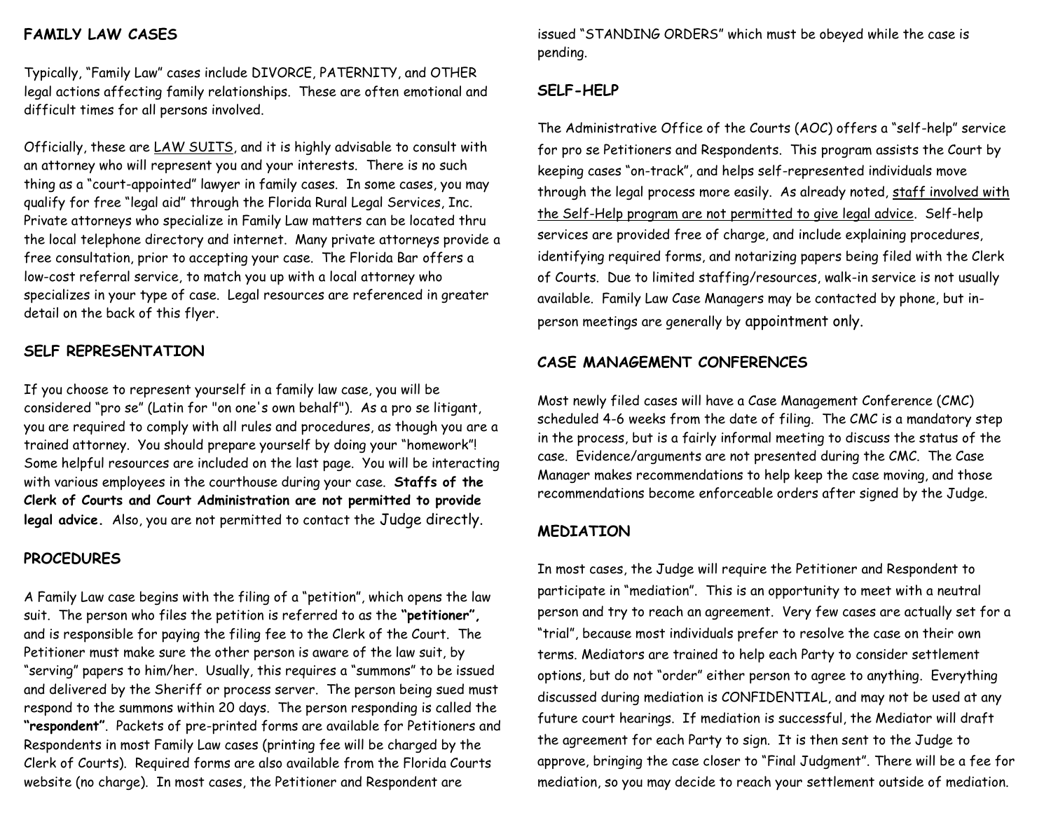## FAMILY LAW CASES

Typically, "Family Law" cases include DIVORCE, PATERNITY, and OTHER legal actions affecting family relationships. These are often emotional and difficult times for all persons involved.

Officially, these are LAW SUITS, and it is highly advisable to consult with an attorney who will represent you and your interests. There is no such thing as a "court-appointed" lawyer in family cases. In some cases, you may qualify for free "legal aid" through the Florida Rural Legal Services, Inc. Private attorneys who specialize in Family Law matters can be located thru the local telephone directory and internet. Many private attorneys provide a free consultation, prior to accepting your case. The Florida Bar offers a low-cost referral service, to match you up with a local attorney who specializes in your type of case. Legal resources are referenced in greater detail on the back of this flyer.

## SELF REPRESENTATION

If you choose to represent yourself in a family law case, you will be considered "pro se" (Latin for "on one's own behalf"). As a pro se litigant, you are required to comply with all rules and procedures, as though you are a trained attorney. You should prepare yourself by doing your "homework"! Some helpful resources are included on the last page. You will be interacting with various employees in the courthouse during your case. **Staffs of the Clerk of Courts and Court Administration are not permitted to provide legal advice.** Also, you are not permitted to contact the Judge directly.

## PROCEDURES

A Family Law case begins with the filing of a "petition", which opens the law suit. The person who files the petition is referred to as the **"petitioner",** and is responsible for paying the filing fee to the Clerk of the Court. The Petitioner must make sure the other person is aware of the law suit, by "serving" papers to him/her. Usually, this requires a "summons" to be issued and delivered by the Sheriff or process server. The person being sued must respond to the summons within 20 days. The person responding is called the **"respondent"**. Packets of pre-printed forms are available for Petitioners and Respondents in most Family Law cases (printing fee will be charged by the Clerk of Courts). Required forms are also available from the Florida Courts website (no charge). In most cases, the Petitioner and Respondent are issued "STANDING ORDERS" which must be obeyed while the case is pending.

## SELF-HELP

The Administrative Office of the Courts (AOC) offers a "self-help" service for pro se Petitioners and Respondents. This program assists the Court by keeping cases "on-track", and helps self-represented individuals move through the legal process more easily. As already noted, staff involved with the Self-Help program are not permitted to give legal advice. Self-help services are provided free of charge, and include explaining procedures, identifying required forms, and notarizing papers being filed with the Clerk of Courts. Due to limited staffing/resources, walk-in service is not usually available. Family Law Case Managers may be contacted by phone, but in-person meetings are generally by appointment only.

## CASE MANAGEMENT CONFERENCES

Most newly filed cases will have a Case Management Conference (CMC) scheduled 4-6 weeks from the date of filing. The CMC is a mandatory step in the process, but is a fairly informal meeting to discuss the status of the case. Evidence/arguments are not presented during the CMC. The Case Manager makes recommendations to help keep the case moving, and those recommendations become enforceable orders after signed by the Judge.

## MEDIATION

In most cases, the Judge will require the Petitioner and Respondent to participate in "mediation". This is an opportunity to meet with a neutral person and try to reach an agreement. Very few cases are actually set for a "trial", because most individuals prefer to resolve the case on their own terms. Mediators are trained to help each Party to consider settlement options, but do not "order" either person to agree to anything. Everything discussed during mediation is CONFIDENTIAL, and may not be used at any future court hearings. If mediation is successful, the Mediator will draft the agreement for each Party to sign. It is then sent to the Judge to approve, bringing the case closer to "Final Judgment". There will be a fee for mediation, so you may decide to reach your settlement outside of mediation.